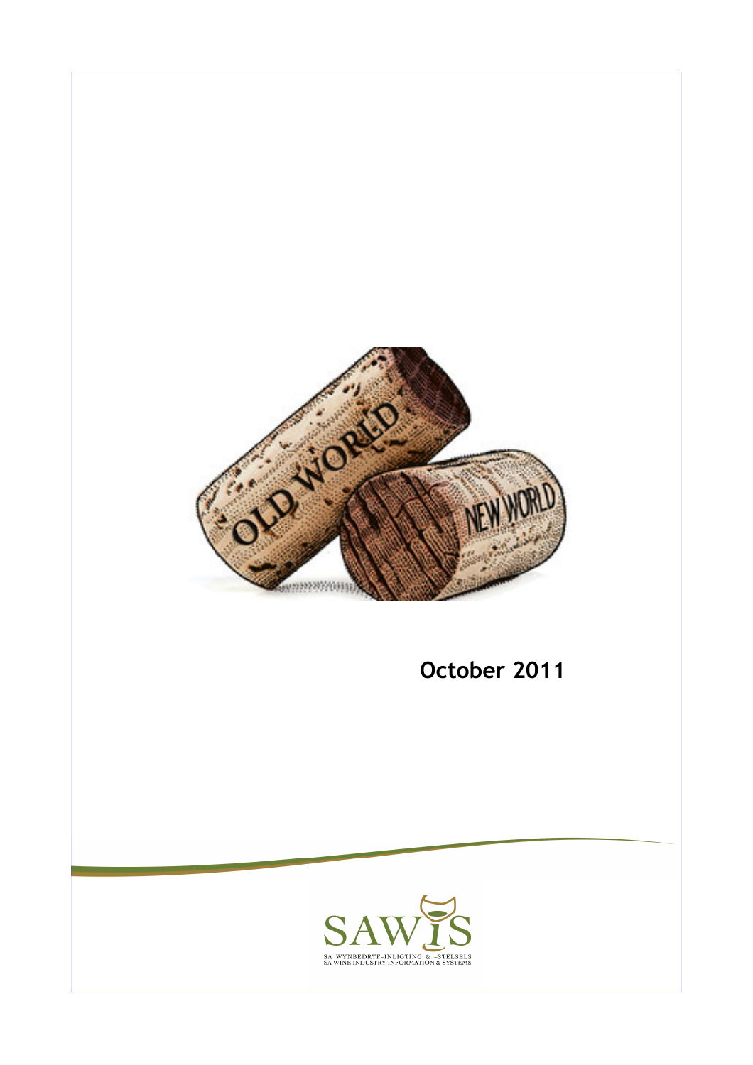October 2011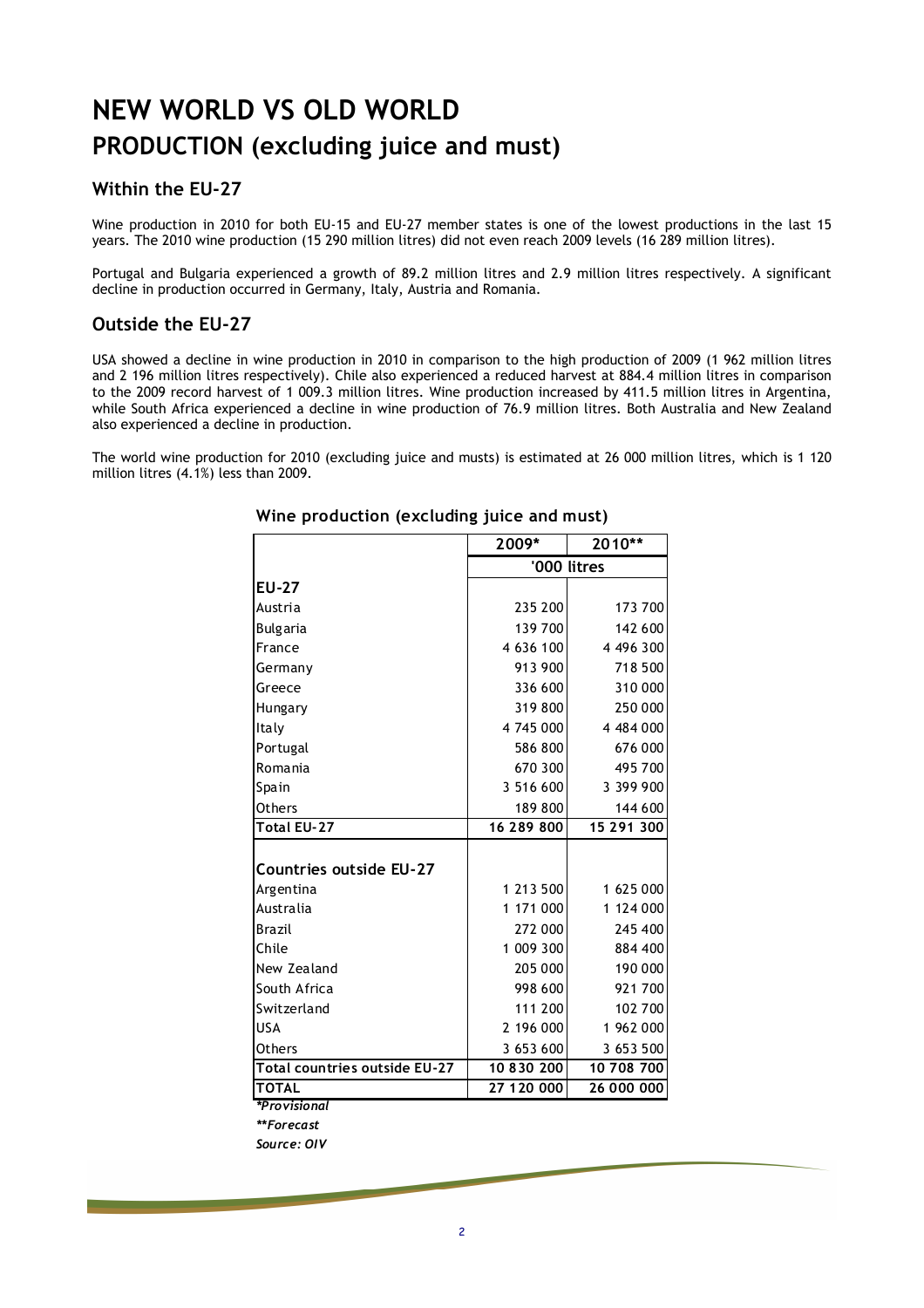# NEW WORLD VS OLD WORLD

## PRODUCTION (excluding juice and must)

### Within the EU-27

Wine production in 2010 for both EU-15 and EU-27 member states is one of the lowest productions in the last 15 years. The 2010 wine production (15 290 million litres) did not even reach 2009 levels (16 289 million litres).

Portugal and Bulgaria experienced a growth of 89.2 million litres and 2.9 million litres respectively. A significant decline in production occurred in Germany, Italy, Austria and Romania.

### Outside the EU-27

USA showed a decline in wine production in 2010 in comparison to the high production of 2009 (1 962 million litres and 2 196 million litres respectively). Chile also experienced a reduced harvest at 884.4 million litres in comparison to the 2009 record harvest of 1 009.3 million litres. Wine production increased by 411.5 million litres in Argentina, while South Africa experienced a decline in wine production of 76.9 million litres. Both Australia and New Zealand also experienced a decline in production.

The world wine production for 2010 (excluding juice and musts) is estimated at 26 000 million litres, which is 1 120 million litres (4.1%) less than 2009.

**Wine production (excluding juice and must)**

| | 2009* | 2010** |
|---|---|---|
| | '000 litres | |
| **EU-27** | | |
| Austria | 235 200 | 173 700 |
| Bulgaria | 139 700 | 142 600 |
| France | 4 636 100 | 4 496 300 |
| Germany | 913 900 | 718 500 |
| Greece | 336 600 | 310 000 |
| Hungary | 319 800 | 250 000 |
| Italy | 4 745 000 | 4 484 000 |
| Portugal | 586 800 | 676 000 |
| Romania | 670 300 | 495 700 |
| Spain | 3 516 600 | 3 399 900 |
| Others | 189 800 | 144 600 |
| **Total EU-27** | **16 289 800** | **15 291 300** |
| | | |
| **Countries outside EU-27** | | |
| Argentina | 1 213 500 | 1 625 000 |
| Australia | 1 171 000 | 1 124 000 |
| Brazil | 272 000 | 245 400 |
| Chile | 1 009 300 | 884 400 |
| New Zealand | 205 000 | 190 000 |
| South Africa | 998 600 | 921 700 |
| Switzerland | 111 200 | 102 700 |
| USA | 2 196 000 | 1 962 000 |
| Others | 3 653 600 | 3 653 500 |
| **Total countries outside EU-27** | **10 830 200** | **10 708 700** |
| **TOTAL** | **27 120 000** | **26 000 000** |

*\*Provisional*

*\*\*Forecast*

*Source: OIV*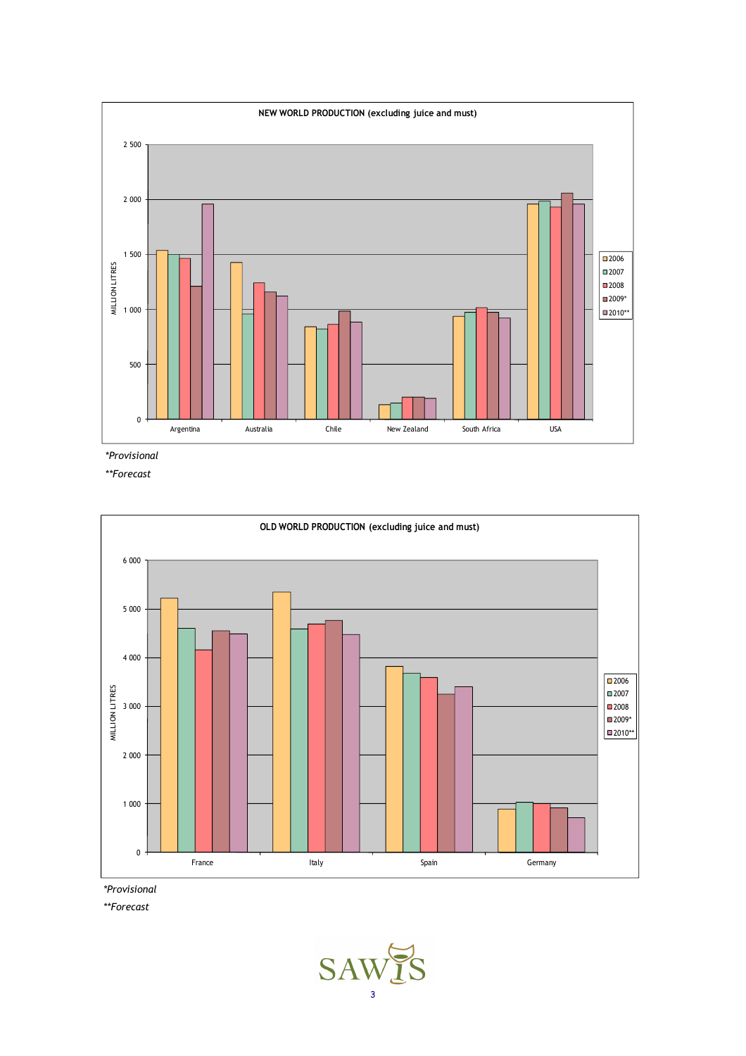**NEW WORLD PRODUCTION (excluding juice and must)**

MILLION LITRES

2006, 2007, 2008, 2009*, 2010**

Argentina, Australia, Chile, New Zealand, South Africa, USA

*\*Provisional*

*\*\*Forecast*

**OLD WORLD PRODUCTION (excluding juice and must)**

MILLION LITRES

2006, 2007, 2008, 2009*, 2010**

France, Italy, Spain, Germany

*\*Provisional*

*\*\*Forecast*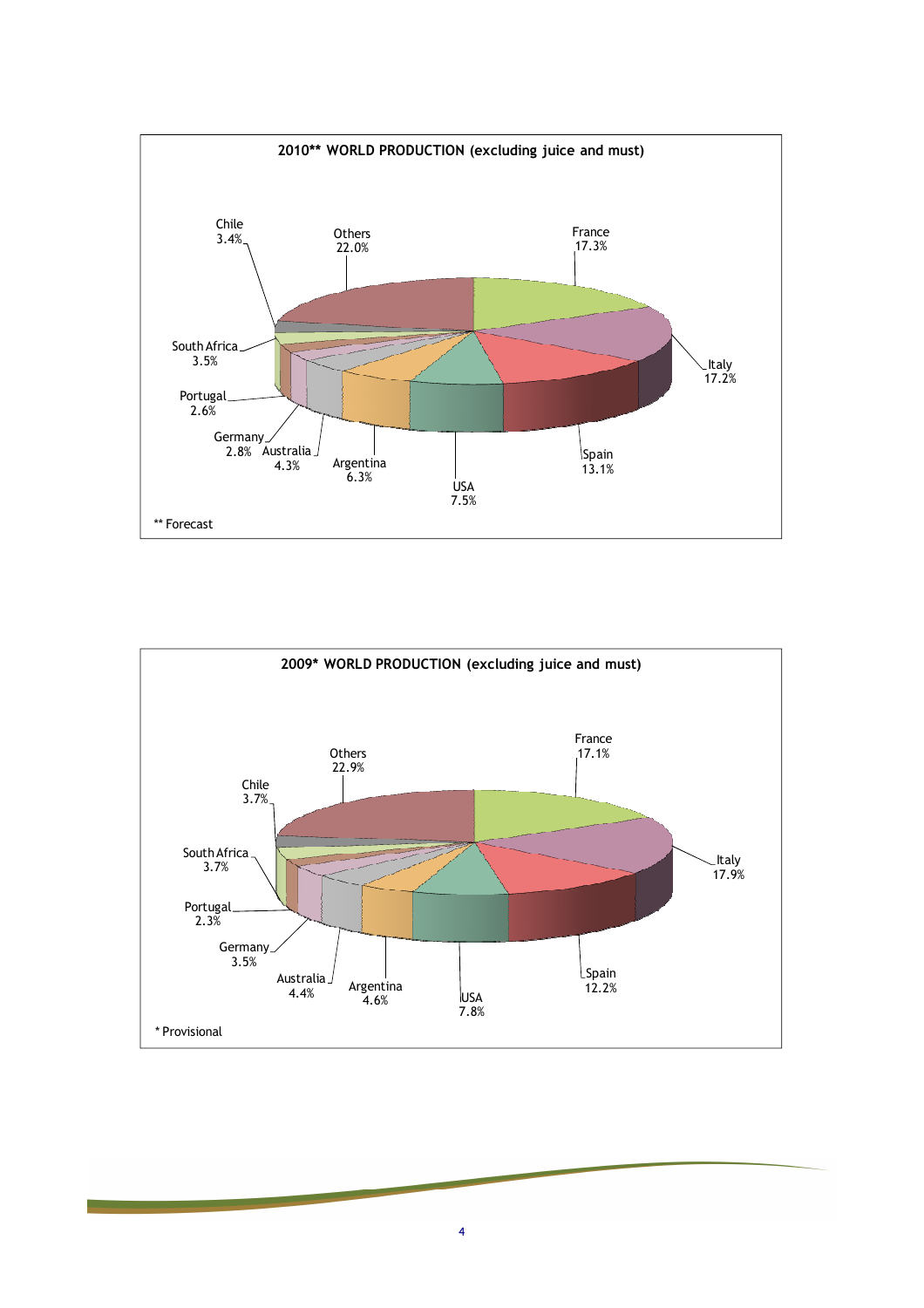**2010** WORLD PRODUCTION (excluding juice and must)**

| Country | Share |
| --- | --- |
| France | 17.3% |
| Italy | 17.2% |
| Spain | 13.1% |
| USA | 7.5% |
| Argentina | 6.3% |
| Australia | 4.3% |
| Germany | 2.8% |
| Portugal | 2.6% |
| South Africa | 3.5% |
| Chile | 3.4% |
| Others | 22.0% |

** Forecast

**2009* WORLD PRODUCTION (excluding juice and must)**

| Country | Share |
| --- | --- |
| France | 17.1% |
| Italy | 17.9% |
| Spain | 12.2% |
| USA | 7.8% |
| Argentina | 4.6% |
| Australia | 4.4% |
| Germany | 3.5% |
| Portugal | 2.3% |
| South Africa | 3.7% |
| Chile | 3.7% |
| Others | 22.9% |

* Provisional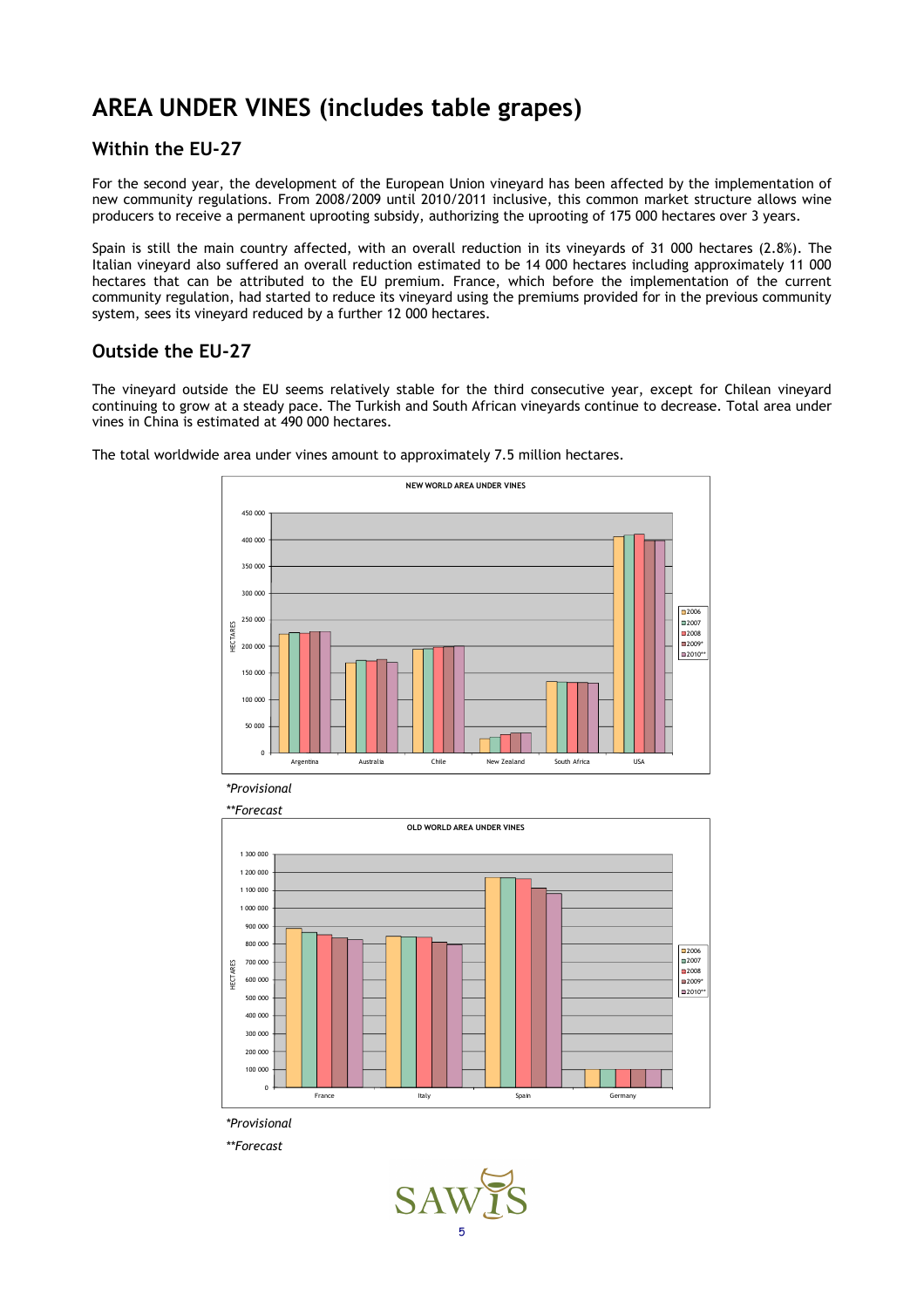# AREA UNDER VINES (includes table grapes)

## Within the EU-27

For the second year, the development of the European Union vineyard has been affected by the implementation of new community regulations. From 2008/2009 until 2010/2011 inclusive, this common market structure allows wine producers to receive a permanent uprooting subsidy, authorizing the uprooting of 175 000 hectares over 3 years.

Spain is still the main country affected, with an overall reduction in its vineyards of 31 000 hectares (2.8%). The Italian vineyard also suffered an overall reduction estimated to be 14 000 hectares including approximately 11 000 hectares that can be attributed to the EU premium. France, which before the implementation of the current community regulation, had started to reduce its vineyard using the premiums provided for in the previous community system, sees its vineyard reduced by a further 12 000 hectares.

## Outside the EU-27

The vineyard outside the EU seems relatively stable for the third consecutive year, except for Chilean vineyard continuing to grow at a steady pace. The Turkish and South African vineyards continue to decrease. Total area under vines in China is estimated at 490 000 hectares.

The total worldwide area under vines amount to approximately 7.5 million hectares.

NEW WORLD AREA UNDER VINES

*Provisional

**Forecast

OLD WORLD AREA UNDER VINES

*Provisional

**Forecast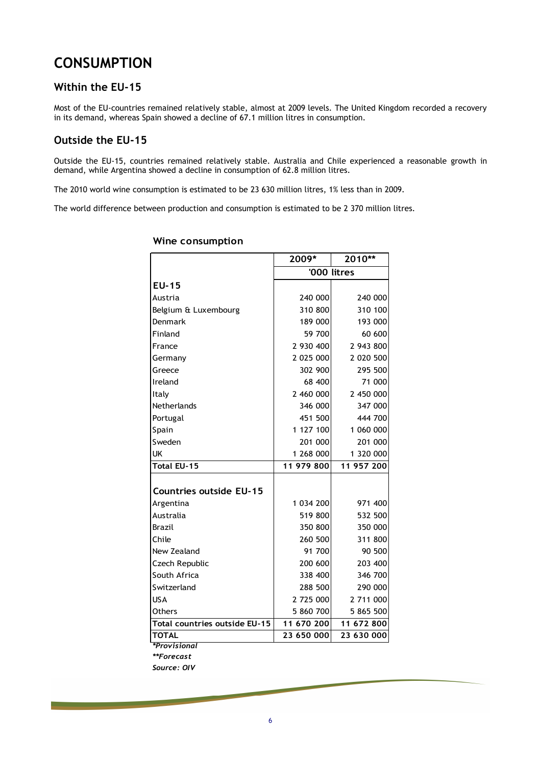# CONSUMPTION

## Within the EU-15

Most of the EU-countries remained relatively stable, almost at 2009 levels. The United Kingdom recorded a recovery in its demand, whereas Spain showed a decline of 67.1 million litres in consumption.

## Outside the EU-15

Outside the EU-15, countries remained relatively stable. Australia and Chile experienced a reasonable growth in demand, while Argentina showed a decline in consumption of 62.8 million litres.

The 2010 world wine consumption is estimated to be 23 630 million litres, 1% less than in 2009.

The world difference between production and consumption is estimated to be 2 370 million litres.

### Wine consumption

| | 2009* | 2010** |
|---|---|---|
| | '000 litres | |
| **EU-15** | | |
| Austria | 240 000 | 240 000 |
| Belgium & Luxembourg | 310 800 | 310 100 |
| Denmark | 189 000 | 193 000 |
| Finland | 59 700 | 60 600 |
| France | 2 930 400 | 2 943 800 |
| Germany | 2 025 000 | 2 020 500 |
| Greece | 302 900 | 295 500 |
| Ireland | 68 400 | 71 000 |
| Italy | 2 460 000 | 2 450 000 |
| Netherlands | 346 000 | 347 000 |
| Portugal | 451 500 | 444 700 |
| Spain | 1 127 100 | 1 060 000 |
| Sweden | 201 000 | 201 000 |
| UK | 1 268 000 | 1 320 000 |
| **Total EU-15** | **11 979 800** | **11 957 200** |
| **Countries outside EU-15** | | |
| Argentina | 1 034 200 | 971 400 |
| Australia | 519 800 | 532 500 |
| Brazil | 350 800 | 350 000 |
| Chile | 260 500 | 311 800 |
| New Zealand | 91 700 | 90 500 |
| Czech Republic | 200 600 | 203 400 |
| South Africa | 338 400 | 346 700 |
| Switzerland | 288 500 | 290 000 |
| USA | 2 725 000 | 2 711 000 |
| Others | 5 860 700 | 5 865 500 |
| **Total countries outside EU-15** | **11 670 200** | **11 672 800** |
| **TOTAL** | **23 650 000** | **23 630 000** |

***Provisional***
***\*\*Forecast***
***Source: OIV***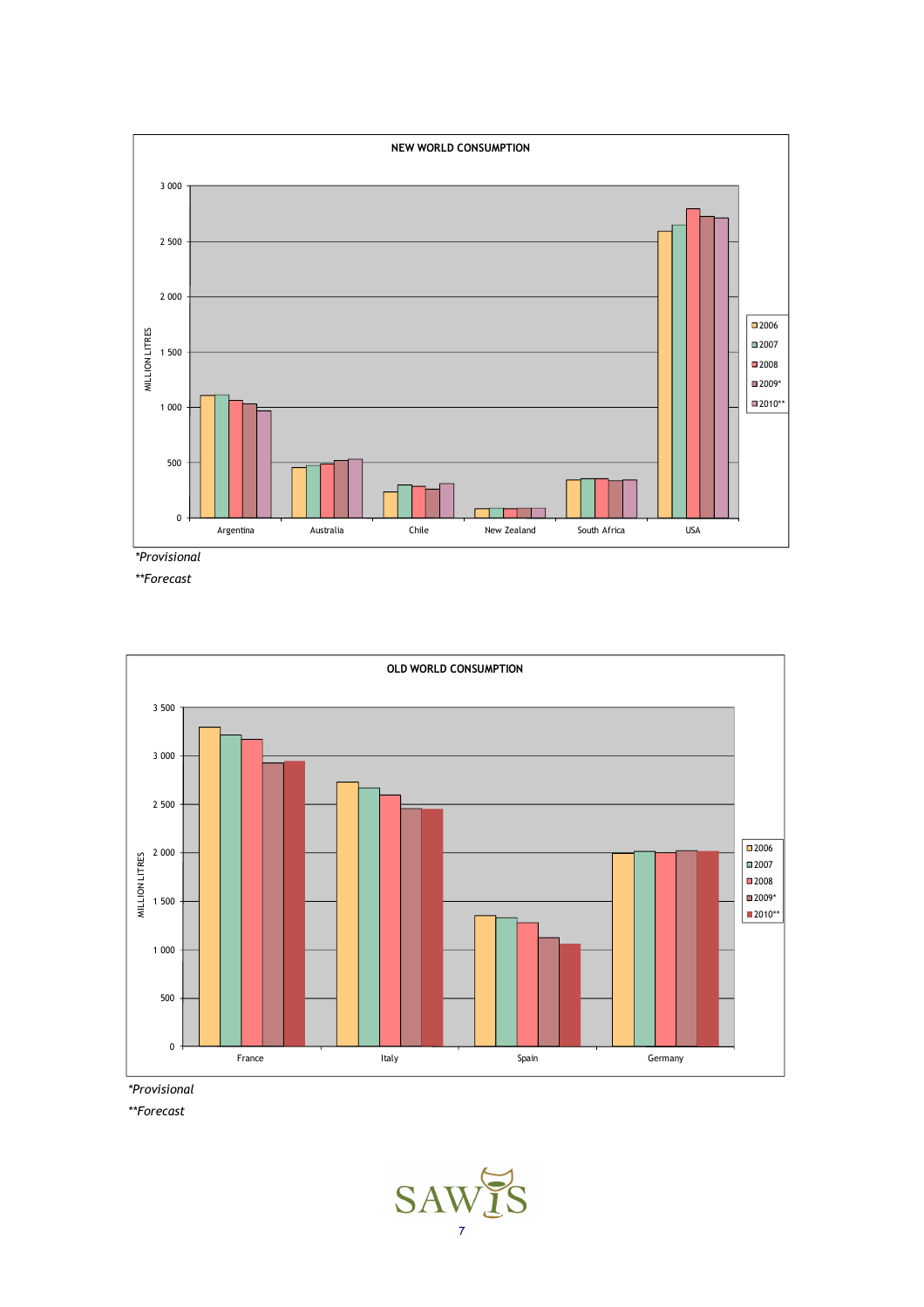NEW WORLD CONSUMPTION

*Provisional

**Forecast

OLD WORLD CONSUMPTION

*Provisional

**Forecast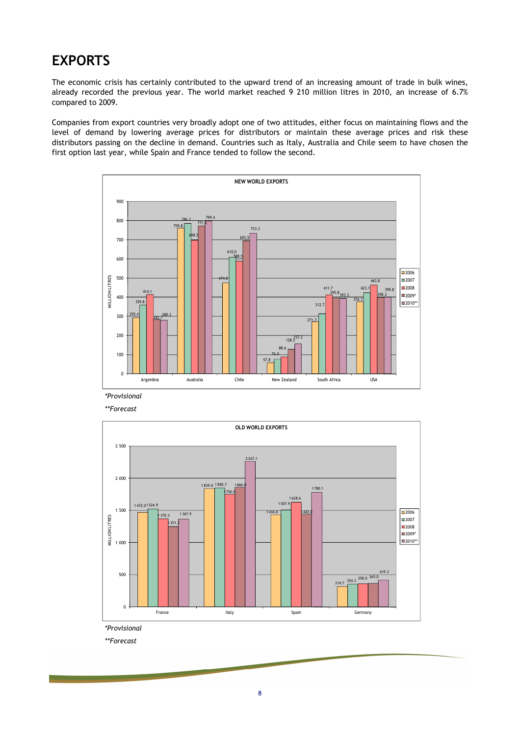# EXPORTS

The economic crisis has certainly contributed to the upward trend of an increasing amount of trade in bulk wines, already recorded the previous year. The world market reached 9 210 million litres in 2010, an increase of 6.7% compared to 2009.

Companies from export countries very broadly adopt one of two attitudes, either focus on maintaining flows and the level of demand by lowering average prices for distributors or maintain these average prices and risk these distributors passing on the decline in demand. Countries such as Italy, Australia and Chile seem to have chosen the first option last year, while Spain and France tended to follow the second.

NEW WORLD EXPORTS

MILLION LITRES

0, 100, 200, 300, 400, 500, 600, 700, 800, 900

Argentina: 293.4, 359.8, 414.1, 282.7, 280.3

Australia: 759.8, 786.2, 698.5, 771.6, 799.4

Chile: 474.8, 610.0, 588.5, 693.5, 733.3

New Zealand: 57.8, 76.0, 88.6, 128.5, 157.2

South Africa: 271.7, 312.7, 411.7, 395.8, 393.3

USA: 376.1, 423.1, 463.8, 398.3, 399.8

2006, 2007, 2008, 2009*, 2010**

*Provisional

**Forecast

OLD WORLD EXPORTS

MILLION LITRES

0, 500, 1 000, 1 500, 2 000, 2 500

France: 1 472.0, 1 524.9, 1 370.3, 1 251.3, 1 367.9

Italy: 1 839.0, 1 850.7, 1 750.0, 1 860.0, 2 267.1

Spain: 1 434.0, 1 507.9, 1 628.6, 1 443.0, 1 780.1

Germany: 319.7, 354.3, 358.0, 365.0, 419.3

2006, 2007, 2008, 2009*, 2010**

*Provisional

**Forecast